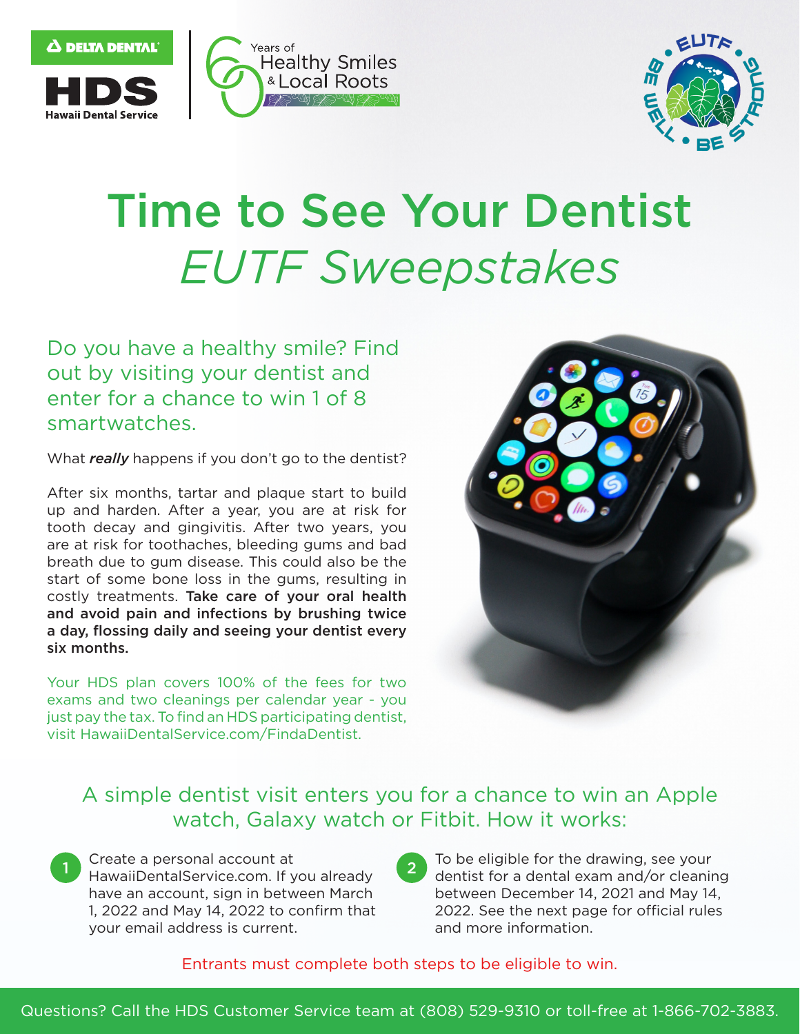DELTA DENTAL

HDS
Hawaii Dental Service

60 Years of Healthy Smiles & Local Roots

EUTF • BE WELL • BE STRONG

# Time to See Your Dentist
## *EUTF Sweepstakes*

Do you have a healthy smile? Find out by visiting your dentist and enter for a chance to win 1 of 8 smartwatches.

What ***really*** happens if you don't go to the dentist?

After six months, tartar and plaque start to build up and harden. After a year, you are at risk for tooth decay and gingivitis. After two years, you are at risk for toothaches, bleeding gums and bad breath due to gum disease. This could also be the start of some bone loss in the gums, resulting in costly treatments. **Take care of your oral health and avoid pain and infections by brushing twice a day, flossing daily and seeing your dentist every six months.**

Your HDS plan covers 100% of the fees for two exams and two cleanings per calendar year - you just pay the tax. To find an HDS participating dentist, visit HawaiiDentalService.com/FindaDentist.

A simple dentist visit enters you for a chance to win an Apple watch, Galaxy watch or Fitbit. How it works:

1. Create a personal account at HawaiiDentalService.com. If you already have an account, sign in between March 1, 2022 and May 14, 2022 to confirm that your email address is current.
2. To be eligible for the drawing, see your dentist for a dental exam and/or cleaning between December 14, 2021 and May 14, 2022. See the next page for official rules and more information.

Entrants must complete both steps to be eligible to win.

Questions? Call the HDS Customer Service team at (808) 529-9310 or toll-free at 1-866-702-3883.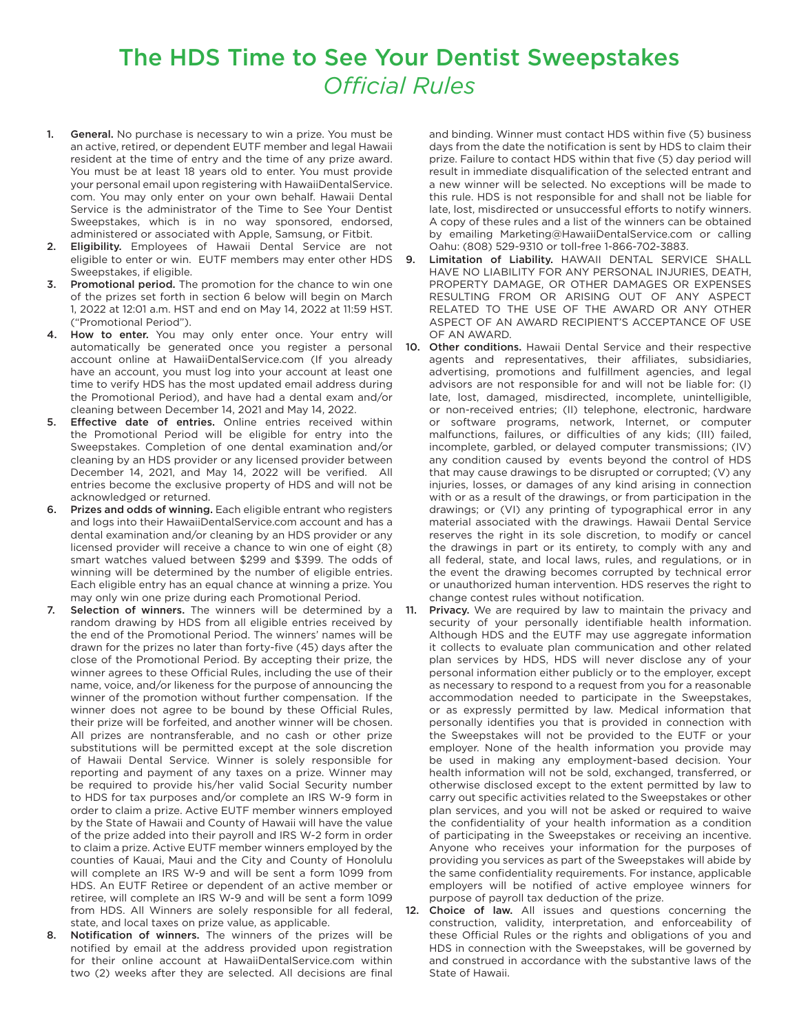# The HDS Time to See Your Dentist Sweepstakes

## *Official Rules*

1. **General.** No purchase is necessary to win a prize. You must be an active, retired, or dependent EUTF member and legal Hawaii resident at the time of entry and the time of any prize award. You must be at least 18 years old to enter. You must provide your personal email upon registering with HawaiiDentalService.com. You may only enter on your own behalf. Hawaii Dental Service is the administrator of the Time to See Your Dentist Sweepstakes, which is in no way sponsored, endorsed, administered or associated with Apple, Samsung, or Fitbit.
2. **Eligibility.** Employees of Hawaii Dental Service are not eligible to enter or win. EUTF members may enter other HDS Sweepstakes, if eligible.
3. **Promotional period.** The promotion for the chance to win one of the prizes set forth in section 6 below will begin on March 1, 2022 at 12:01 a.m. HST and end on May 14, 2022 at 11:59 HST. ("Promotional Period").
4. **How to enter.** You may only enter once. Your entry will automatically be generated once you register a personal account online at HawaiiDentalService.com (If you already have an account, you must log into your account at least one time to verify HDS has the most updated email address during the Promotional Period), and have had a dental exam and/or cleaning between December 14, 2021 and May 14, 2022.
5. **Effective date of entries.** Online entries received within the Promotional Period will be eligible for entry into the Sweepstakes. Completion of one dental examination and/or cleaning by an HDS provider or any licensed provider between December 14, 2021, and May 14, 2022 will be verified. All entries become the exclusive property of HDS and will not be acknowledged or returned.
6. **Prizes and odds of winning.** Each eligible entrant who registers and logs into their HawaiiDentalService.com account and has a dental examination and/or cleaning by an HDS provider or any licensed provider will receive a chance to win one of eight (8) smart watches valued between $299 and $399. The odds of winning will be determined by the number of eligible entries. Each eligible entry has an equal chance at winning a prize. You may only win one prize during each Promotional Period.
7. **Selection of winners.** The winners will be determined by a random drawing by HDS from all eligible entries received by the end of the Promotional Period. The winners' names will be drawn for the prizes no later than forty-five (45) days after the close of the Promotional Period. By accepting their prize, the winner agrees to these Official Rules, including the use of their name, voice, and/or likeness for the purpose of announcing the winner of the promotion without further compensation. If the winner does not agree to be bound by these Official Rules, their prize will be forfeited, and another winner will be chosen. All prizes are nontransferable, and no cash or other prize substitutions will be permitted except at the sole discretion of Hawaii Dental Service. Winner is solely responsible for reporting and payment of any taxes on a prize. Winner may be required to provide his/her valid Social Security number to HDS for tax purposes and/or complete an IRS W-9 form in order to claim a prize. Active EUTF member winners employed by the State of Hawaii and County of Hawaii will have the value of the prize added into their payroll and IRS W-2 form in order to claim a prize. Active EUTF member winners employed by the counties of Kauai, Maui and the City and County of Honolulu will complete an IRS W-9 and will be sent a form 1099 from HDS. An EUTF Retiree or dependent of an active member or retiree, will complete an IRS W-9 and will be sent a form 1099 from HDS. All Winners are solely responsible for all federal, state, and local taxes on prize value, as applicable.
8. **Notification of winners.** The winners of the prizes will be notified by email at the address provided upon registration for their online account at HawaiiDentalService.com within two (2) weeks after they are selected. All decisions are final and binding. Winner must contact HDS within five (5) business days from the date the notification is sent by HDS to claim their prize. Failure to contact HDS within that five (5) day period will result in immediate disqualification of the selected entrant and a new winner will be selected. No exceptions will be made to this rule. HDS is not responsible for and shall not be liable for late, lost, misdirected or unsuccessful efforts to notify winners. A copy of these rules and a list of the winners can be obtained by emailing Marketing@HawaiiDentalService.com or calling Oahu: (808) 529-9310 or toll-free 1-866-702-3883.
9. **Limitation of Liability.** HAWAII DENTAL SERVICE SHALL HAVE NO LIABILITY FOR ANY PERSONAL INJURIES, DEATH, PROPERTY DAMAGE, OR OTHER DAMAGES OR EXPENSES RESULTING FROM OR ARISING OUT OF ANY ASPECT RELATED TO THE USE OF THE AWARD OR ANY OTHER ASPECT OF AN AWARD RECIPIENT'S ACCEPTANCE OF USE OF AN AWARD.
10. **Other conditions.** Hawaii Dental Service and their respective agents and representatives, their affiliates, subsidiaries, advertising, promotions and fulfillment agencies, and legal advisors are not responsible for and will not be liable for: (I) late, lost, damaged, misdirected, incomplete, unintelligible, or non-received entries; (II) telephone, electronic, hardware or software programs, network, Internet, or computer malfunctions, failures, or difficulties of any kids; (III) failed, incomplete, garbled, or delayed computer transmissions; (IV) any condition caused by events beyond the control of HDS that may cause drawings to be disrupted or corrupted; (V) any injuries, losses, or damages of any kind arising in connection with or as a result of the drawings, or from participation in the drawings; or (VI) any printing of typographical error in any material associated with the drawings. Hawaii Dental Service reserves the right in its sole discretion, to modify or cancel the drawings in part or its entirety, to comply with any and all federal, state, and local laws, rules, and regulations, or in the event the drawing becomes corrupted by technical error or unauthorized human intervention. HDS reserves the right to change contest rules without notification.
11. **Privacy.** We are required by law to maintain the privacy and security of your personally identifiable health information. Although HDS and the EUTF may use aggregate information it collects to evaluate plan communication and other related plan services by HDS, HDS will never disclose any of your personal information either publicly or to the employer, except as necessary to respond to a request from you for a reasonable accommodation needed to participate in the Sweepstakes, or as expressly permitted by law. Medical information that personally identifies you that is provided in connection with the Sweepstakes will not be provided to the EUTF or your employer. None of the health information you provide may be used in making any employment-based decision. Your health information will not be sold, exchanged, transferred, or otherwise disclosed except to the extent permitted by law to carry out specific activities related to the Sweepstakes or other plan services, and you will not be asked or required to waive the confidentiality of your health information as a condition of participating in the Sweepstakes or receiving an incentive. Anyone who receives your information for the purposes of providing you services as part of the Sweepstakes will abide by the same confidentiality requirements. For instance, applicable employers will be notified of active employee winners for purpose of payroll tax deduction of the prize.
12. **Choice of law.** All issues and questions concerning the construction, validity, interpretation, and enforceability of these Official Rules or the rights and obligations of you and HDS in connection with the Sweepstakes, will be governed by and construed in accordance with the substantive laws of the State of Hawaii.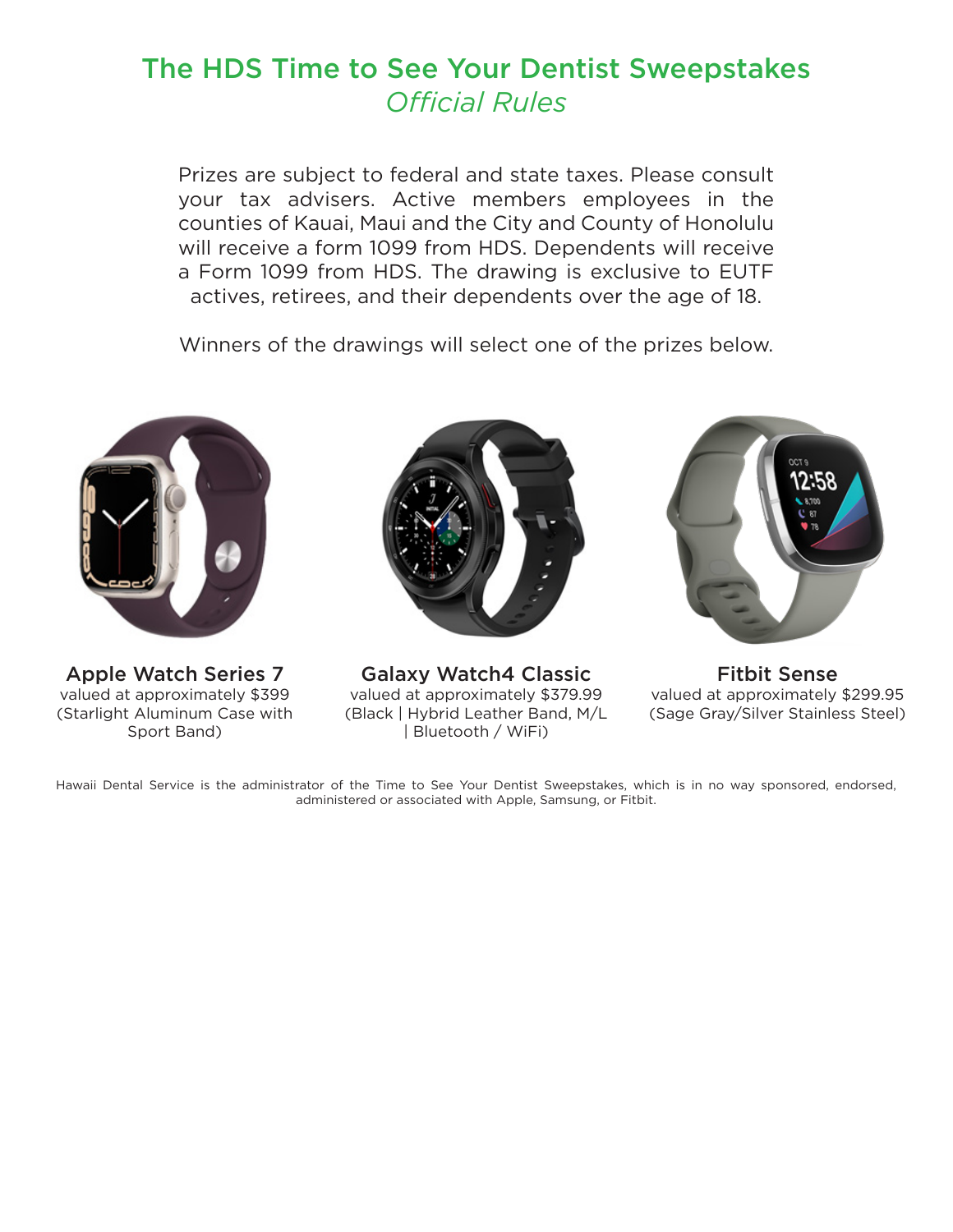# The HDS Time to See Your Dentist Sweepstakes

*Official Rules*

Prizes are subject to federal and state taxes. Please consult your tax advisers. Active members employees in the counties of Kauai, Maui and the City and County of Honolulu will receive a form 1099 from HDS. Dependents will receive a Form 1099 from HDS. The drawing is exclusive to EUTF actives, retirees, and their dependents over the age of 18.

Winners of the drawings will select one of the prizes below.

**Apple Watch Series 7**
valued at approximately $399
(Starlight Aluminum Case with Sport Band)

**Galaxy Watch4 Classic**
valued at approximately $379.99
(Black | Hybrid Leather Band, M/L | Bluetooth / WiFi)

**Fitbit Sense**
valued at approximately $299.95
(Sage Gray/Silver Stainless Steel)

Hawaii Dental Service is the administrator of the Time to See Your Dentist Sweepstakes, which is in no way sponsored, endorsed, administered or associated with Apple, Samsung, or Fitbit.